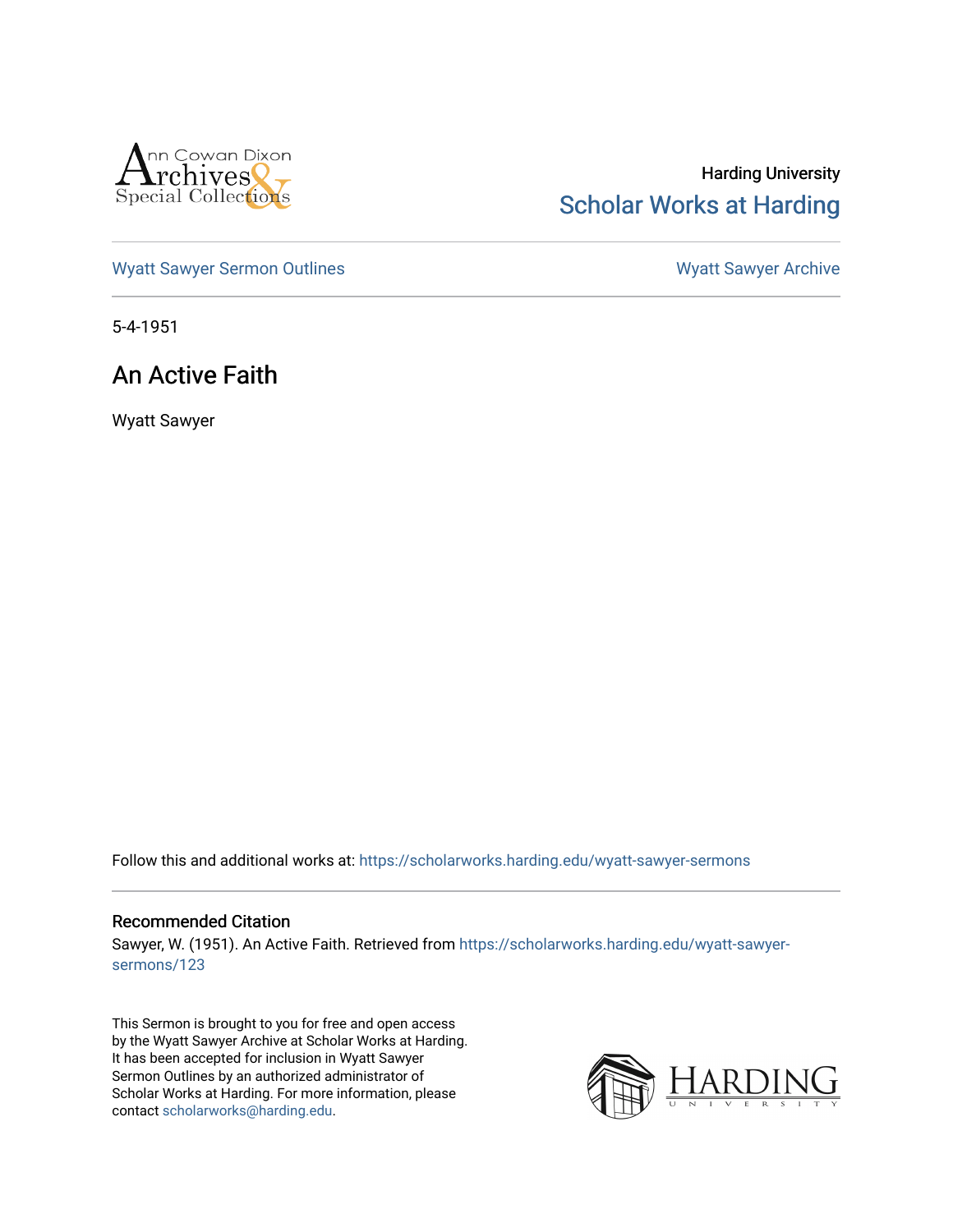Harding University

Scholar Works at Harding

Wyatt Sawyer Sermon Outlines

Wyatt Sawyer Archive

5-4-1951

# An Active Faith

Wyatt Sawyer

Follow this and additional works at: https://scholarworks.harding.edu/wyatt-sawyer-sermons

## Recommended Citation

Sawyer, W. (1951). An Active Faith. Retrieved from https://scholarworks.harding.edu/wyatt-sawyer-sermons/123

This Sermon is brought to you for free and open access by the Wyatt Sawyer Archive at Scholar Works at Harding. It has been accepted for inclusion in Wyatt Sawyer Sermon Outlines by an authorized administrator of Scholar Works at Harding. For more information, please contact scholarworks@harding.edu.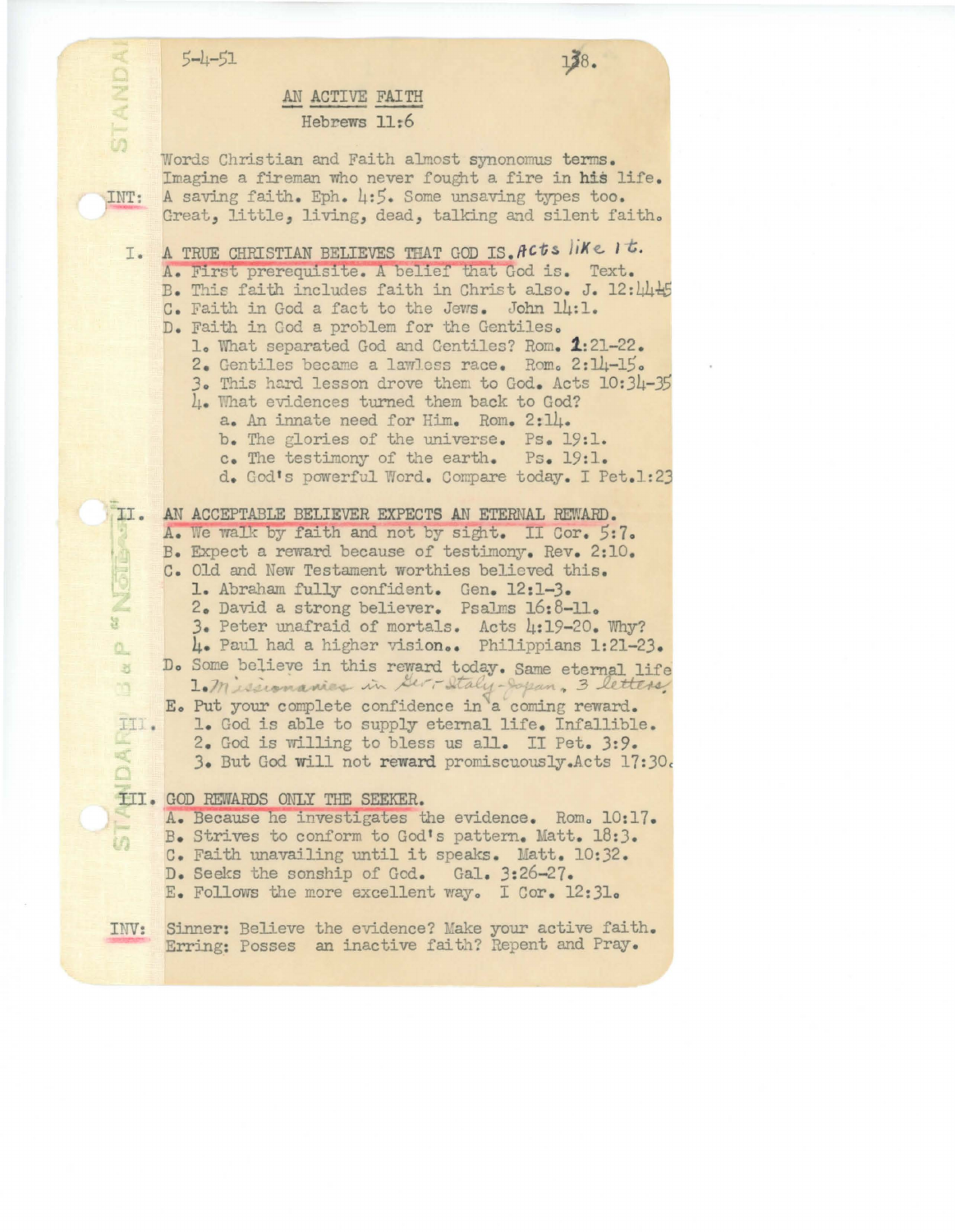5-4-51

# AN ACTIVE FAITH

## Hebrews 11:6

Words Christian and Faith almost synonomus terms.
Imagine a fireman who never fought a fire in his life.

INT: A saving faith. Eph. 4:5. Some unsaving types too.
Great, little, living, dead, talking and silent faith.

I. A TRUE CHRISTIAN BELIEVES THAT GOD IS. *Acts like it.*

- A. First prerequisite. A belief that God is. Text.
- B. This faith includes faith in Christ also. J. 12:44-45
- C. Faith in God a fact to the Jews. John 14:1.
- D. Faith in God a problem for the Gentiles.
  1. What separated God and Gentiles? Rom. 1:21-22.
  2. Gentiles became a lawless race. Rom. 2:14-15.
  3. This hard lesson drove them to God. Acts 10:34-35
  4. What evidences turned them back to God?
     - a. An innate need for Him. Rom. 2:14.
     - b. The glories of the universe. Ps. 19:1.
     - c. The testimony of the earth. Ps. 19:1.
     - d. God's powerful Word. Compare today. I Pet.1:23

II. AN ACCEPTABLE BELIEVER EXPECTS AN ETERNAL REWARD.

- A. We walk by faith and not by sight. II Cor. 5:7.
- B. Expect a reward because of testimony. Rev. 2:10.
- C. Old and New Testament worthies believed this.
  1. Abraham fully confident. Gen. 12:1-3.
  2. David a strong believer. Psalms 16:8-11.
  3. Peter unafraid of mortals. Acts 4:19-20. Why?
  4. Paul had a higher vision.. Philippians 1:21-23.
- D. Some believe in this reward today. Same eternal life
  1. *Missionaries in Ger.-Italy-Japan, 3 letters*
- E. Put your complete confidence in a coming reward.
  1. God is able to supply eternal life. Infallible.
  2. God is willing to bless us all. II Pet. 3:9.
  3. But God will not reward promiscuously. Acts 17:30.

III. GOD REWARDS ONLY THE SEEKER.

- A. Because he investigates the evidence. Rom. 10:17.
- B. Strives to conform to God's pattern. Matt. 18:3.
- C. Faith unavailing until it speaks. Matt. 10:32.
- D. Seeks the sonship of God. Gal. 3:26-27.
- E. Follows the more excellent way. I Cor. 12:31.

INV: Sinner: Believe the evidence? Make your active faith.
Erring: Posses an inactive faith? Repent and Pray.